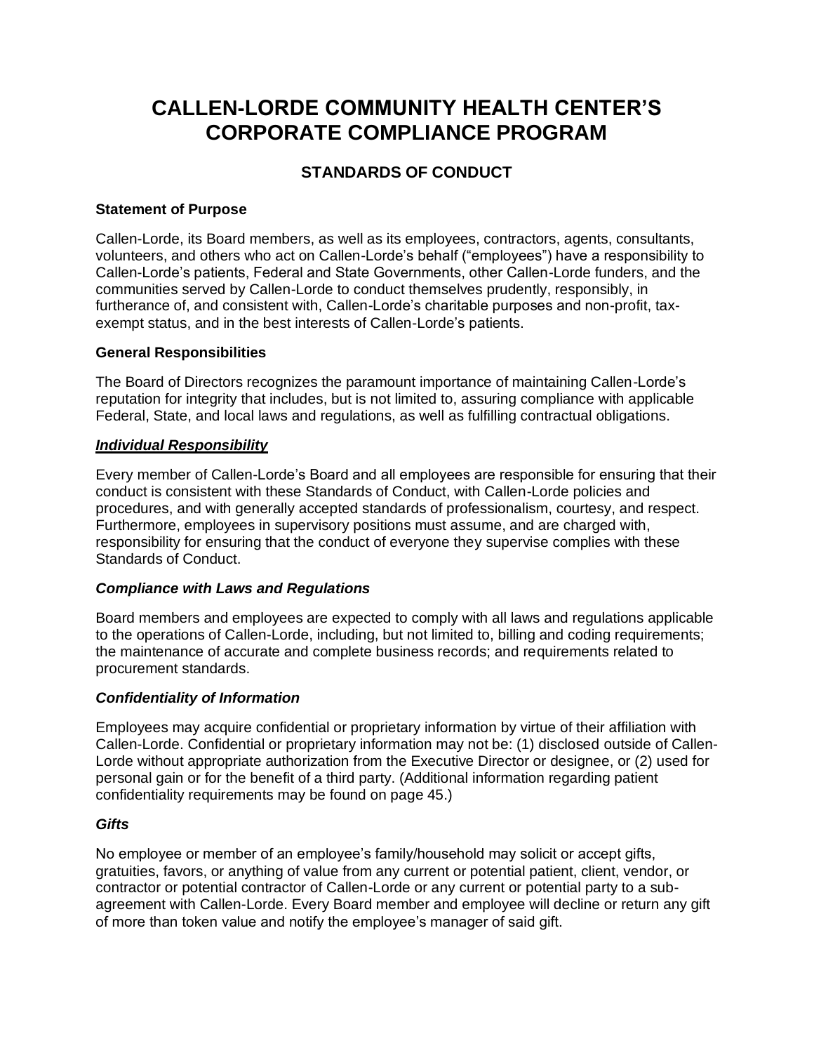# CALLEN-LORDE COMMUNITY HEALTH CENTER'S CORPORATE COMPLIANCE PROGRAM

## STANDARDS OF CONDUCT

**Statement of Purpose**

Callen-Lorde, its Board members, as well as its employees, contractors, agents, consultants, volunteers, and others who act on Callen-Lorde's behalf ("employees") have a responsibility to Callen-Lorde's patients, Federal and State Governments, other Callen-Lorde funders, and the communities served by Callen-Lorde to conduct themselves prudently, responsibly, in furtherance of, and consistent with, Callen-Lorde's charitable purposes and non-profit, tax-exempt status, and in the best interests of Callen-Lorde's patients.

**General Responsibilities**

The Board of Directors recognizes the paramount importance of maintaining Callen-Lorde's reputation for integrity that includes, but is not limited to, assuring compliance with applicable Federal, State, and local laws and regulations, as well as fulfilling contractual obligations.

***Individual Responsibility***

Every member of Callen-Lorde's Board and all employees are responsible for ensuring that their conduct is consistent with these Standards of Conduct, with Callen-Lorde policies and procedures, and with generally accepted standards of professionalism, courtesy, and respect. Furthermore, employees in supervisory positions must assume, and are charged with, responsibility for ensuring that the conduct of everyone they supervise complies with these Standards of Conduct.

***Compliance with Laws and Regulations***

Board members and employees are expected to comply with all laws and regulations applicable to the operations of Callen-Lorde, including, but not limited to, billing and coding requirements; the maintenance of accurate and complete business records; and requirements related to procurement standards.

***Confidentiality of Information***

Employees may acquire confidential or proprietary information by virtue of their affiliation with Callen-Lorde. Confidential or proprietary information may not be: (1) disclosed outside of Callen-Lorde without appropriate authorization from the Executive Director or designee, or (2) used for personal gain or for the benefit of a third party. (Additional information regarding patient confidentiality requirements may be found on page 45.)

***Gifts***

No employee or member of an employee's family/household may solicit or accept gifts, gratuities, favors, or anything of value from any current or potential patient, client, vendor, or contractor or potential contractor of Callen-Lorde or any current or potential party to a sub-agreement with Callen-Lorde. Every Board member and employee will decline or return any gift of more than token value and notify the employee's manager of said gift.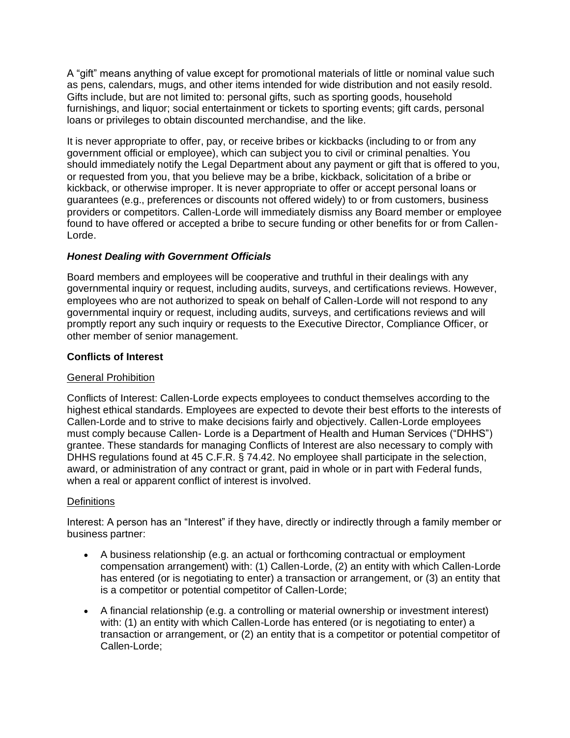A "gift" means anything of value except for promotional materials of little or nominal value such as pens, calendars, mugs, and other items intended for wide distribution and not easily resold. Gifts include, but are not limited to: personal gifts, such as sporting goods, household furnishings, and liquor; social entertainment or tickets to sporting events; gift cards, personal loans or privileges to obtain discounted merchandise, and the like.

It is never appropriate to offer, pay, or receive bribes or kickbacks (including to or from any government official or employee), which can subject you to civil or criminal penalties. You should immediately notify the Legal Department about any payment or gift that is offered to you, or requested from you, that you believe may be a bribe, kickback, solicitation of a bribe or kickback, or otherwise improper. It is never appropriate to offer or accept personal loans or guarantees (e.g., preferences or discounts not offered widely) to or from customers, business providers or competitors. Callen-Lorde will immediately dismiss any Board member or employee found to have offered or accepted a bribe to secure funding or other benefits for or from Callen-Lorde.

***Honest Dealing with Government Officials***

Board members and employees will be cooperative and truthful in their dealings with any governmental inquiry or request, including audits, surveys, and certifications reviews. However, employees who are not authorized to speak on behalf of Callen-Lorde will not respond to any governmental inquiry or request, including audits, surveys, and certifications reviews and will promptly report any such inquiry or requests to the Executive Director, Compliance Officer, or other member of senior management.

**Conflicts of Interest**

<u>General Prohibition</u>

Conflicts of Interest: Callen-Lorde expects employees to conduct themselves according to the highest ethical standards. Employees are expected to devote their best efforts to the interests of Callen-Lorde and to strive to make decisions fairly and objectively. Callen-Lorde employees must comply because Callen- Lorde is a Department of Health and Human Services ("DHHS") grantee. These standards for managing Conflicts of Interest are also necessary to comply with DHHS regulations found at 45 C.F.R. § 74.42. No employee shall participate in the selection, award, or administration of any contract or grant, paid in whole or in part with Federal funds, when a real or apparent conflict of interest is involved.

<u>Definitions</u>

Interest: A person has an "Interest" if they have, directly or indirectly through a family member or business partner:

- A business relationship (e.g. an actual or forthcoming contractual or employment compensation arrangement) with: (1) Callen-Lorde, (2) an entity with which Callen-Lorde has entered (or is negotiating to enter) a transaction or arrangement, or (3) an entity that is a competitor or potential competitor of Callen-Lorde;
- A financial relationship (e.g. a controlling or material ownership or investment interest) with: (1) an entity with which Callen-Lorde has entered (or is negotiating to enter) a transaction or arrangement, or (2) an entity that is a competitor or potential competitor of Callen-Lorde;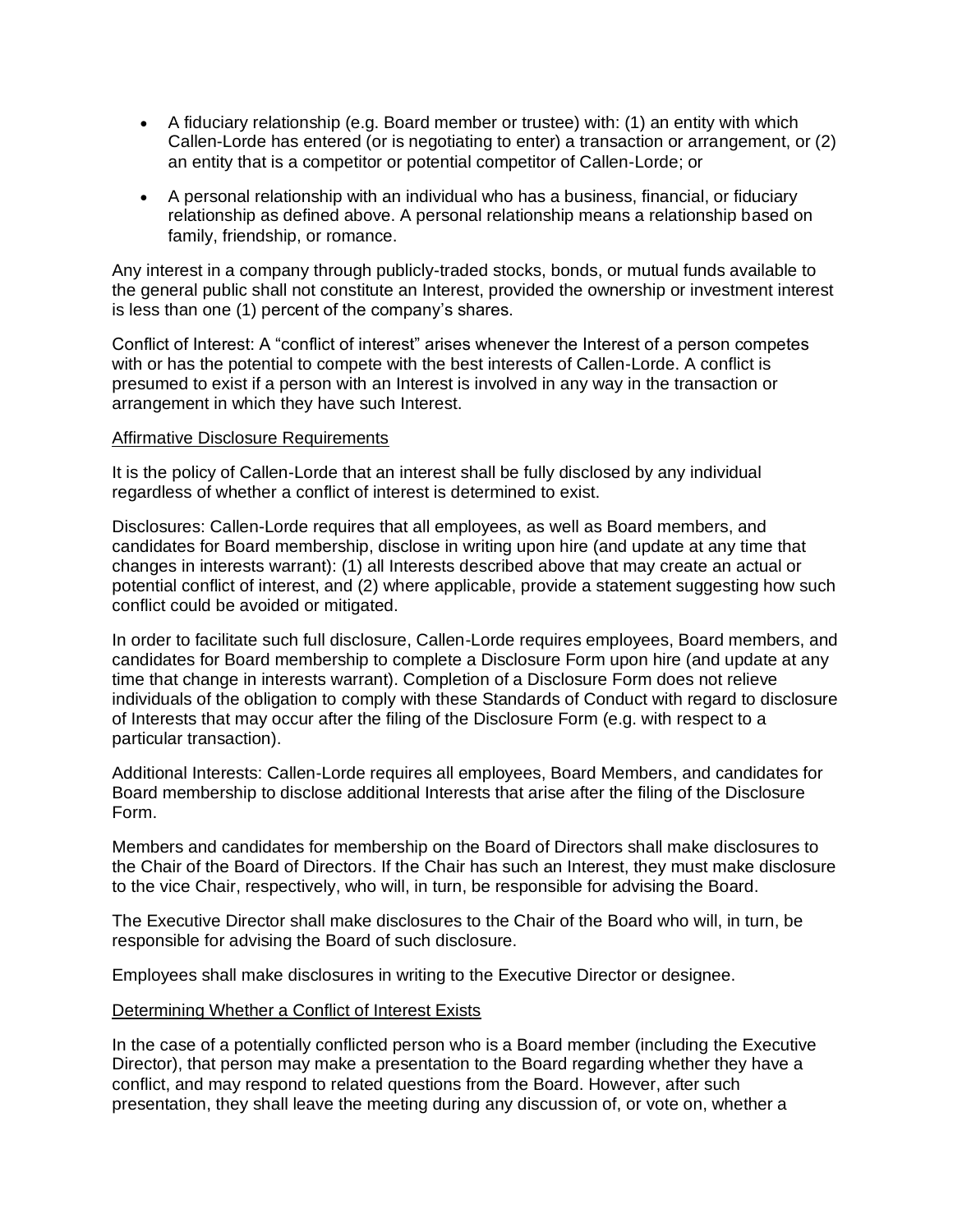- A fiduciary relationship (e.g. Board member or trustee) with: (1) an entity with which Callen-Lorde has entered (or is negotiating to enter) a transaction or arrangement, or (2) an entity that is a competitor or potential competitor of Callen-Lorde; or
- A personal relationship with an individual who has a business, financial, or fiduciary relationship as defined above. A personal relationship means a relationship based on family, friendship, or romance.

Any interest in a company through publicly-traded stocks, bonds, or mutual funds available to the general public shall not constitute an Interest, provided the ownership or investment interest is less than one (1) percent of the company's shares.

Conflict of Interest: A "conflict of interest" arises whenever the Interest of a person competes with or has the potential to compete with the best interests of Callen-Lorde. A conflict is presumed to exist if a person with an Interest is involved in any way in the transaction or arrangement in which they have such Interest.

<u>Affirmative Disclosure Requirements</u>

It is the policy of Callen-Lorde that an interest shall be fully disclosed by any individual regardless of whether a conflict of interest is determined to exist.

Disclosures: Callen-Lorde requires that all employees, as well as Board members, and candidates for Board membership, disclose in writing upon hire (and update at any time that changes in interests warrant): (1) all Interests described above that may create an actual or potential conflict of interest, and (2) where applicable, provide a statement suggesting how such conflict could be avoided or mitigated.

In order to facilitate such full disclosure, Callen-Lorde requires employees, Board members, and candidates for Board membership to complete a Disclosure Form upon hire (and update at any time that change in interests warrant). Completion of a Disclosure Form does not relieve individuals of the obligation to comply with these Standards of Conduct with regard to disclosure of Interests that may occur after the filing of the Disclosure Form (e.g. with respect to a particular transaction).

Additional Interests: Callen-Lorde requires all employees, Board Members, and candidates for Board membership to disclose additional Interests that arise after the filing of the Disclosure Form.

Members and candidates for membership on the Board of Directors shall make disclosures to the Chair of the Board of Directors. If the Chair has such an Interest, they must make disclosure to the vice Chair, respectively, who will, in turn, be responsible for advising the Board.

The Executive Director shall make disclosures to the Chair of the Board who will, in turn, be responsible for advising the Board of such disclosure.

Employees shall make disclosures in writing to the Executive Director or designee.

<u>Determining Whether a Conflict of Interest Exists</u>

In the case of a potentially conflicted person who is a Board member (including the Executive Director), that person may make a presentation to the Board regarding whether they have a conflict, and may respond to related questions from the Board. However, after such presentation, they shall leave the meeting during any discussion of, or vote on, whether a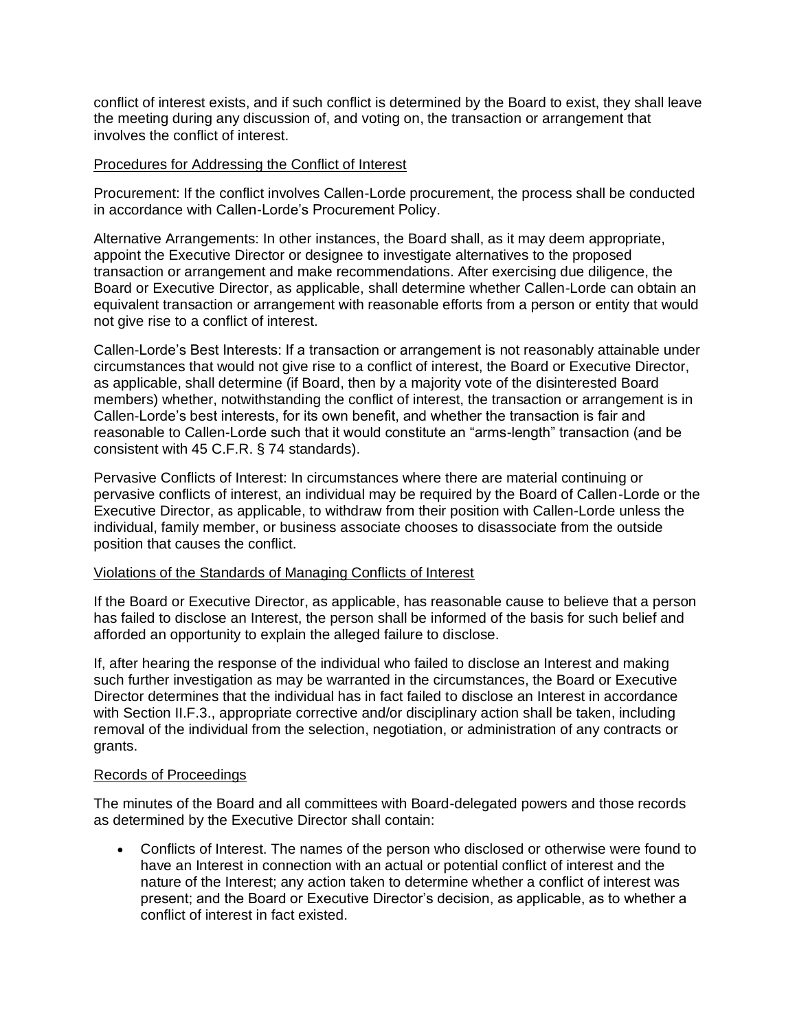conflict of interest exists, and if such conflict is determined by the Board to exist, they shall leave the meeting during any discussion of, and voting on, the transaction or arrangement that involves the conflict of interest.

<u>Procedures for Addressing the Conflict of Interest</u>

Procurement: If the conflict involves Callen-Lorde procurement, the process shall be conducted in accordance with Callen-Lorde's Procurement Policy.

Alternative Arrangements: In other instances, the Board shall, as it may deem appropriate, appoint the Executive Director or designee to investigate alternatives to the proposed transaction or arrangement and make recommendations. After exercising due diligence, the Board or Executive Director, as applicable, shall determine whether Callen-Lorde can obtain an equivalent transaction or arrangement with reasonable efforts from a person or entity that would not give rise to a conflict of interest.

Callen-Lorde's Best Interests: If a transaction or arrangement is not reasonably attainable under circumstances that would not give rise to a conflict of interest, the Board or Executive Director, as applicable, shall determine (if Board, then by a majority vote of the disinterested Board members) whether, notwithstanding the conflict of interest, the transaction or arrangement is in Callen-Lorde's best interests, for its own benefit, and whether the transaction is fair and reasonable to Callen-Lorde such that it would constitute an "arms-length" transaction (and be consistent with 45 C.F.R. § 74 standards).

Pervasive Conflicts of Interest: In circumstances where there are material continuing or pervasive conflicts of interest, an individual may be required by the Board of Callen-Lorde or the Executive Director, as applicable, to withdraw from their position with Callen-Lorde unless the individual, family member, or business associate chooses to disassociate from the outside position that causes the conflict.

<u>Violations of the Standards of Managing Conflicts of Interest</u>

If the Board or Executive Director, as applicable, has reasonable cause to believe that a person has failed to disclose an Interest, the person shall be informed of the basis for such belief and afforded an opportunity to explain the alleged failure to disclose.

If, after hearing the response of the individual who failed to disclose an Interest and making such further investigation as may be warranted in the circumstances, the Board or Executive Director determines that the individual has in fact failed to disclose an Interest in accordance with Section II.F.3., appropriate corrective and/or disciplinary action shall be taken, including removal of the individual from the selection, negotiation, or administration of any contracts or grants.

<u>Records of Proceedings</u>

The minutes of the Board and all committees with Board-delegated powers and those records as determined by the Executive Director shall contain:

- Conflicts of Interest. The names of the person who disclosed or otherwise were found to have an Interest in connection with an actual or potential conflict of interest and the nature of the Interest; any action taken to determine whether a conflict of interest was present; and the Board or Executive Director's decision, as applicable, as to whether a conflict of interest in fact existed.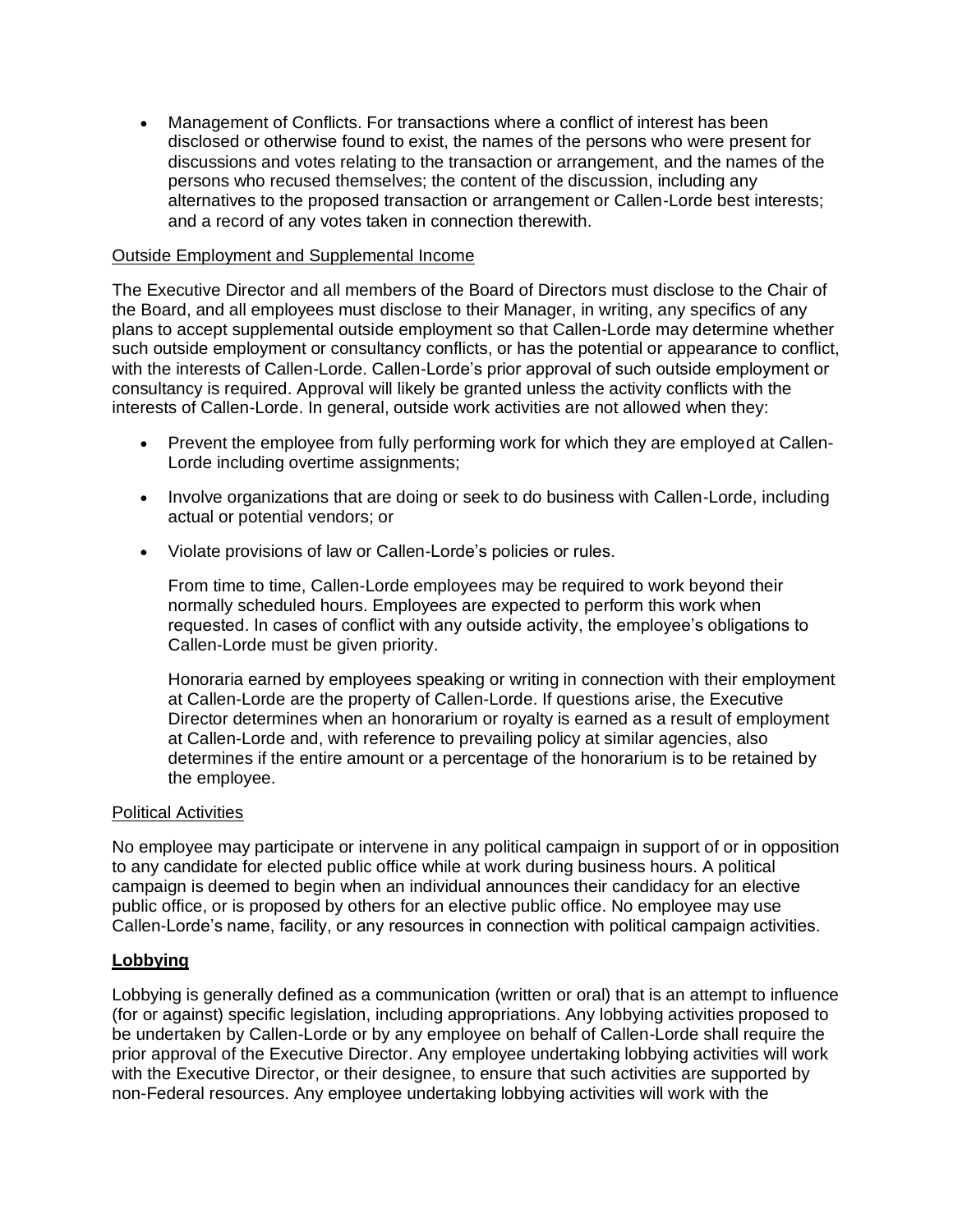- Management of Conflicts. For transactions where a conflict of interest has been disclosed or otherwise found to exist, the names of the persons who were present for discussions and votes relating to the transaction or arrangement, and the names of the persons who recused themselves; the content of the discussion, including any alternatives to the proposed transaction or arrangement or Callen-Lorde best interests; and a record of any votes taken in connection therewith.

Outside Employment and Supplemental Income

The Executive Director and all members of the Board of Directors must disclose to the Chair of the Board, and all employees must disclose to their Manager, in writing, any specifics of any plans to accept supplemental outside employment so that Callen-Lorde may determine whether such outside employment or consultancy conflicts, or has the potential or appearance to conflict, with the interests of Callen-Lorde. Callen-Lorde's prior approval of such outside employment or consultancy is required. Approval will likely be granted unless the activity conflicts with the interests of Callen-Lorde. In general, outside work activities are not allowed when they:

- Prevent the employee from fully performing work for which they are employed at Callen-Lorde including overtime assignments;
- Involve organizations that are doing or seek to do business with Callen-Lorde, including actual or potential vendors; or
- Violate provisions of law or Callen-Lorde's policies or rules.

  From time to time, Callen-Lorde employees may be required to work beyond their normally scheduled hours. Employees are expected to perform this work when requested. In cases of conflict with any outside activity, the employee's obligations to Callen-Lorde must be given priority.

  Honoraria earned by employees speaking or writing in connection with their employment at Callen-Lorde are the property of Callen-Lorde. If questions arise, the Executive Director determines when an honorarium or royalty is earned as a result of employment at Callen-Lorde and, with reference to prevailing policy at similar agencies, also determines if the entire amount or a percentage of the honorarium is to be retained by the employee.

Political Activities

No employee may participate or intervene in any political campaign in support of or in opposition to any candidate for elected public office while at work during business hours. A political campaign is deemed to begin when an individual announces their candidacy for an elective public office, or is proposed by others for an elective public office. No employee may use Callen-Lorde's name, facility, or any resources in connection with political campaign activities.

**Lobbying**

Lobbying is generally defined as a communication (written or oral) that is an attempt to influence (for or against) specific legislation, including appropriations. Any lobbying activities proposed to be undertaken by Callen-Lorde or by any employee on behalf of Callen-Lorde shall require the prior approval of the Executive Director. Any employee undertaking lobbying activities will work with the Executive Director, or their designee, to ensure that such activities are supported by non-Federal resources. Any employee undertaking lobbying activities will work with the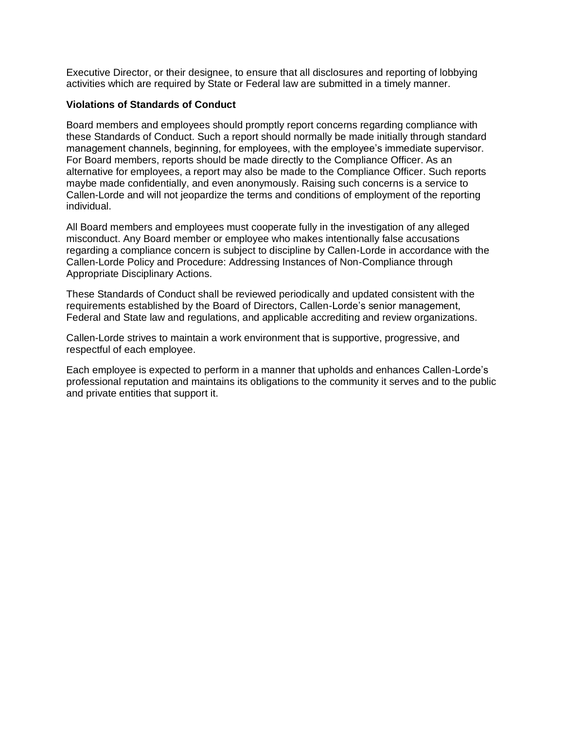Executive Director, or their designee, to ensure that all disclosures and reporting of lobbying activities which are required by State or Federal law are submitted in a timely manner.

**Violations of Standards of Conduct**

Board members and employees should promptly report concerns regarding compliance with these Standards of Conduct. Such a report should normally be made initially through standard management channels, beginning, for employees, with the employee's immediate supervisor. For Board members, reports should be made directly to the Compliance Officer. As an alternative for employees, a report may also be made to the Compliance Officer. Such reports maybe made confidentially, and even anonymously. Raising such concerns is a service to Callen-Lorde and will not jeopardize the terms and conditions of employment of the reporting individual.

All Board members and employees must cooperate fully in the investigation of any alleged misconduct. Any Board member or employee who makes intentionally false accusations regarding a compliance concern is subject to discipline by Callen-Lorde in accordance with the Callen-Lorde Policy and Procedure: Addressing Instances of Non-Compliance through Appropriate Disciplinary Actions.

These Standards of Conduct shall be reviewed periodically and updated consistent with the requirements established by the Board of Directors, Callen-Lorde's senior management, Federal and State law and regulations, and applicable accrediting and review organizations.

Callen-Lorde strives to maintain a work environment that is supportive, progressive, and respectful of each employee.

Each employee is expected to perform in a manner that upholds and enhances Callen-Lorde's professional reputation and maintains its obligations to the community it serves and to the public and private entities that support it.